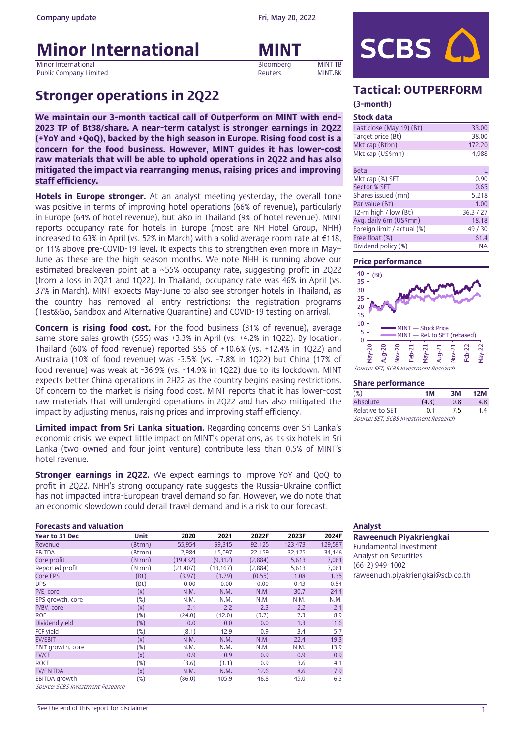Company update — Fri, May 20, 2022

# Minor International

Minor International Public Company Limited

**MINT**

| Bloomberg | MINT TB |
|---|---|
| Reuters | MINT.BK |

## Stronger operations in 2Q22

**We maintain our 3-month tactical call of Outperform on MINT with end-2023 TP of Bt38/share. A near-term catalyst is stronger earnings in 2Q22 (+YoY and +QoQ), backed by the high season in Europe. Rising food cost is a concern for the food business. However, MINT guides it has lower-cost raw materials that will be able to uphold operations in 2Q22 and has also mitigated the impact via rearranging menus, raising prices and improving staff efficiency.**

**Hotels in Europe stronger.** At an analyst meeting yesterday, the overall tone was positive in terms of improving hotel operations (66% of revenue), particularly in Europe (64% of hotel revenue), but also in Thailand (9% of hotel revenue). MINT reports occupancy rate for hotels in Europe (most are NH Hotel Group, NHH) increased to 63% in April (vs. 52% in March) with a solid average room rate at €118, or 11% above pre-COVID-19 level. It expects this to strengthen even more in May–June as these are the high season months. We note NHH is running above our estimated breakeven point at a ~55% occupancy rate, suggesting profit in 2Q22 (from a loss in 2Q21 and 1Q22). In Thailand, occupancy rate was 46% in April (vs. 37% in March). MINT expects May-June to also see stronger hotels in Thailand, as the country has removed all entry restrictions: the registration programs (Test&Go, Sandbox and Alternative Quarantine) and COVID-19 testing on arrival.

**Concern is rising food cost.** For the food business (31% of revenue), average same-store sales growth (SSS) was +3.3% in April (vs. +4.2% in 1Q22). By location, Thailand (60% of food revenue) reported SSS of +10.6% (vs. +12.4% in 1Q22) and Australia (10% of food revenue) was -3.5% (vs. -7.8% in 1Q22) but China (17% of food revenue) was weak at -36.9% (vs. -14.9% in 1Q22) due to its lockdown. MINT expects better China operations in 2H22 as the country begins easing restrictions. Of concern to the market is rising food cost. MINT reports that it has lower-cost raw materials that will undergird operations in 2Q22 and has also mitigated the impact by adjusting menus, raising prices and improving staff efficiency.

**Limited impact from Sri Lanka situation.** Regarding concerns over Sri Lanka's economic crisis, we expect little impact on MINT's operations, as its six hotels in Sri Lanka (two owned and four joint venture) contribute less than 0.5% of MINT's hotel revenue.

**Stronger earnings in 2Q22.** We expect earnings to improve YoY and QoQ to profit in 2Q22. NHH's strong occupancy rate suggests the Russia-Ukraine conflict has not impacted intra-European travel demand so far. However, we do note that an economic slowdown could derail travel demand and is a risk to our forecast.

### Forecasts and valuation

| Year to 31 Dec | Unit | 2020 | 2021 | 2022F | 2023F | 2024F |
|---|---|---|---|---|---|---|
| Revenue | (Btmn) | 55,954 | 69,315 | 92,125 | 123,473 | 129,597 |
| EBITDA | (Btmn) | 2,984 | 15,097 | 22,159 | 32,125 | 34,146 |
| Core profit | (Btmn) | (19,432) | (9,312) | (2,884) | 5,613 | 7,061 |
| Reported profit | (Btmn) | (21,407) | (13,167) | (2,884) | 5,613 | 7,061 |
| Core EPS | (Bt) | (3.97) | (1.79) | (0.55) | 1.08 | 1.35 |
| DPS | (Bt) | 0.00 | 0.00 | 0.00 | 0.43 | 0.54 |
| P/E, core | (x) | N.M. | N.M. | N.M. | 30.7 | 24.4 |
| EPS growth, core | (%) | N.M. | N.M. | N.M. | N.M. | N.M. |
| P/BV, core | (x) | 2.1 | 2.2 | 2.3 | 2.2 | 2.1 |
| ROE | (%) | (24.0) | (12.0) | (3.7) | 7.3 | 8.9 |
| Dividend yield | (%) | 0.0 | 0.0 | 0.0 | 1.3 | 1.6 |
| FCF yield | (%) | (8.1) | 12.9 | 0.9 | 3.4 | 5.7 |
| EV/EBIT | (x) | N.M. | N.M. | N.M. | 22.4 | 19.3 |
| EBIT growth, core | (%) | N.M. | N.M. | N.M. | N.M. | 13.9 |
| EV/CE | (x) | 0.9 | 0.9 | 0.9 | 0.9 | 0.9 |
| ROCE | (%) | (3.6) | (1.1) | 0.9 | 3.6 | 4.1 |
| EV/EBITDA | (x) | N.M. | N.M. | 12.6 | 8.6 | 7.9 |
| EBITDA growth | (%) | (86.0) | 405.9 | 46.8 | 45.0 | 6.3 |

*Source: SCBS Investment Research*

## Tactical: OUTPERFORM

**(3-month)**

### Stock data

| | |
|---|---|
| Last close (May 19) (Bt) | 33.00 |
| Target price (Bt) | 38.00 |
| Mkt cap (Btbn) | 172.20 |
| Mkt cap (US$mn) | 4,988 |
| Beta | L |
| Mkt cap (%) SET | 0.90 |
| Sector % SET | 0.65 |
| Shares issued (mn) | 5,218 |
| Par value (Bt) | 1.00 |
| 12-m high / low (Bt) | 36.3 / 27 |
| Avg. daily 6m (US$mn) | 18.18 |
| Foreign limit / actual (%) | 49 / 30 |
| Free float (%) | 61.4 |
| Dividend policy (%) | NA |

### Price performance

*Source: SET, SCBS Investment Research*

### Share performance

| (%) | 1M | 3M | 12M |
|---|---|---|---|
| Absolute | (4.3) | 0.8 | 4.8 |
| Relative to SET | 0.1 | 7.5 | 1.4 |

*Source: SET, SCBS Investment Research*

### Analyst

**Raweenuch Piyakriengkai**
Fundamental Investment Analyst on Securities
(66-2) 949-1002
raweenuch.piyakriengkai@scb.co.th

See the end of this report for disclaimer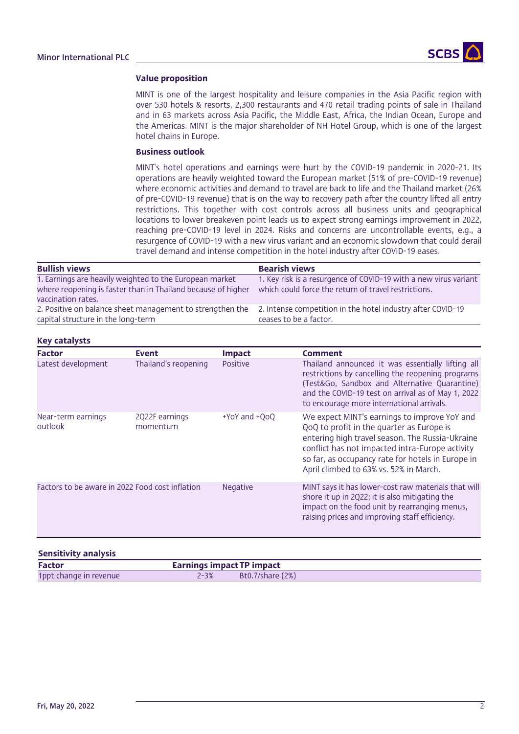### Value proposition

MINT is one of the largest hospitality and leisure companies in the Asia Pacific region with over 530 hotels & resorts, 2,300 restaurants and 470 retail trading points of sale in Thailand and in 63 markets across Asia Pacific, the Middle East, Africa, the Indian Ocean, Europe and the Americas. MINT is the major shareholder of NH Hotel Group, which is one of the largest hotel chains in Europe.

### Business outlook

MINT's hotel operations and earnings were hurt by the COVID-19 pandemic in 2020-21. Its operations are heavily weighted toward the European market (51% of pre-COVID-19 revenue) where economic activities and demand to travel are back to life and the Thailand market (26% of pre-COVID-19 revenue) that is on the way to recovery path after the country lifted all entry restrictions. This together with cost controls across all business units and geographical locations to lower breakeven point leads us to expect strong earnings improvement in 2022, reaching pre-COVID-19 level in 2024. Risks and concerns are uncontrollable events, e.g., a resurgence of COVID-19 with a new virus variant and an economic slowdown that could derail travel demand and intense competition in the hotel industry after COVID-19 eases.

| Bullish views | Bearish views |
|---|---|
| 1. Earnings are heavily weighted to the European market where reopening is faster than in Thailand because of higher vaccination rates. | 1. Key risk is a resurgence of COVID-19 with a new virus variant which could force the return of travel restrictions. |
| 2. Positive on balance sheet management to strengthen the capital structure in the long-term | 2. Intense competition in the hotel industry after COVID-19 ceases to be a factor. |

### Key catalysts

| Factor | Event | Impact | Comment |
|---|---|---|---|
| Latest development | Thailand's reopening | Positive | Thailand announced it was essentially lifting all restrictions by cancelling the reopening programs (Test&Go, Sandbox and Alternative Quarantine) and the COVID-19 test on arrival as of May 1, 2022 to encourage more international arrivals. |
| Near-term earnings outlook | 2Q22F earnings momentum | +YoY and +QoQ | We expect MINT's earnings to improve YoY and QoQ to profit in the quarter as Europe is entering high travel season. The Russia-Ukraine conflict has not impacted intra-Europe activity so far, as occupancy rate for hotels in Europe in April climbed to 63% vs. 52% in March. |
| Factors to be aware in 2022 | Food cost inflation | Negative | MINT says it has lower-cost raw materials that will shore it up in 2Q22; it is also mitigating the impact on the food unit by rearranging menus, raising prices and improving staff efficiency. |

### Sensitivity analysis

| Factor | Earnings impact | TP impact |
|---|---|---|
| 1ppt change in revenue | 2-3% | Bt0.7/share (2%) |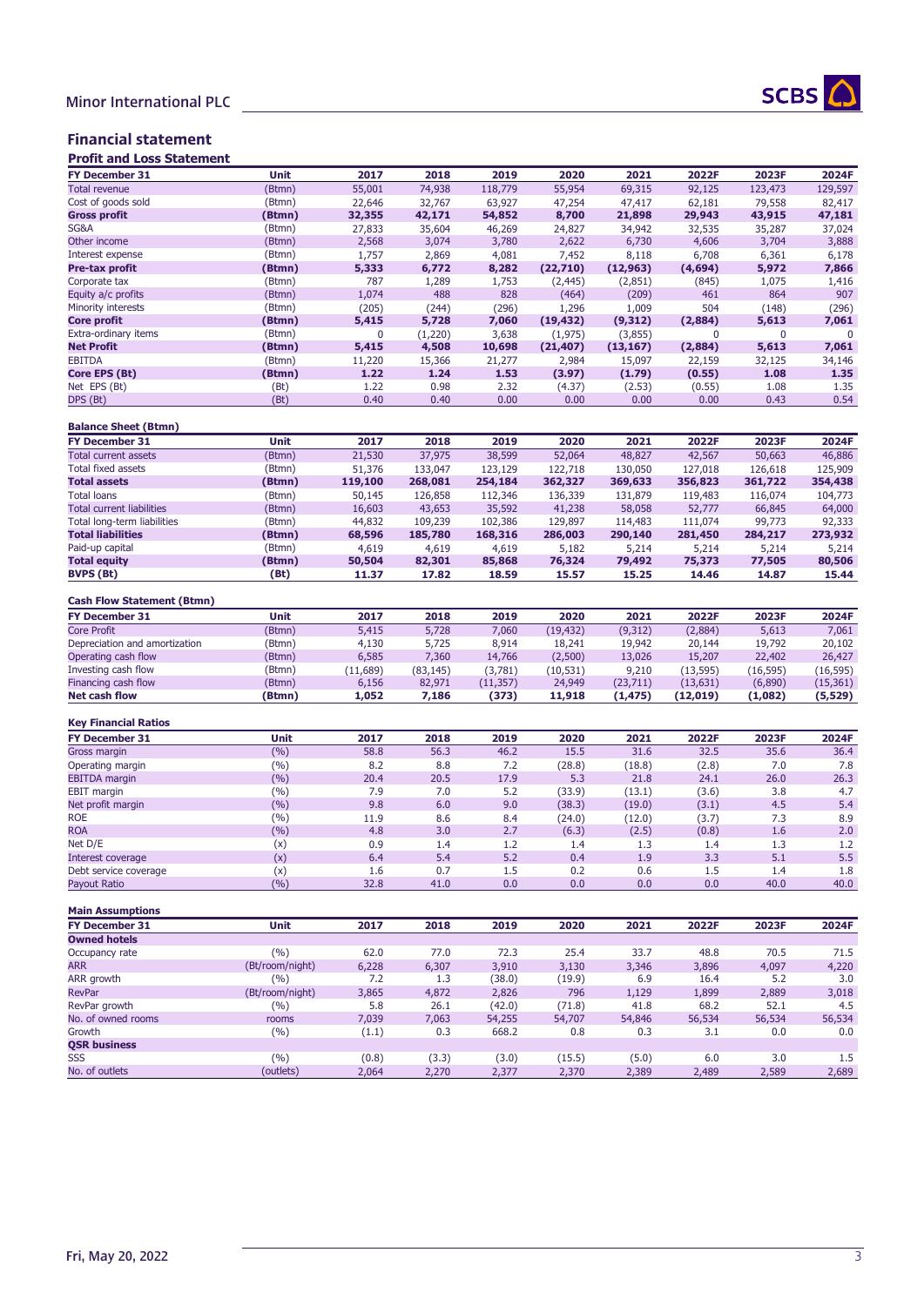## Financial statement

### Profit and Loss Statement

| FY December 31 | Unit | 2017 | 2018 | 2019 | 2020 | 2021 | 2022F | 2023F | 2024F |
|---|---|---|---|---|---|---|---|---|---|
| Total revenue | (Btmn) | 55,001 | 74,938 | 118,779 | 55,954 | 69,315 | 92,125 | 123,473 | 129,597 |
| Cost of goods sold | (Btmn) | 22,646 | 32,767 | 63,927 | 47,254 | 47,417 | 62,181 | 79,558 | 82,417 |
| **Gross profit** | **(Btmn)** | **32,355** | **42,171** | **54,852** | **8,700** | **21,898** | **29,943** | **43,915** | **47,181** |
| SG&A | (Btmn) | 27,833 | 35,604 | 46,269 | 24,827 | 34,942 | 32,535 | 35,287 | 37,024 |
| Other income | (Btmn) | 2,568 | 3,074 | 3,780 | 2,622 | 6,730 | 4,606 | 3,704 | 3,888 |
| Interest expense | (Btmn) | 1,757 | 2,869 | 4,081 | 7,452 | 8,118 | 6,708 | 6,361 | 6,178 |
| **Pre-tax profit** | **(Btmn)** | **5,333** | **6,772** | **8,282** | **(22,710)** | **(12,963)** | **(4,694)** | **5,972** | **7,866** |
| Corporate tax | (Btmn) | 787 | 1,289 | 1,753 | (2,445) | (2,851) | (845) | 1,075 | 1,416 |
| Equity a/c profits | (Btmn) | 1,074 | 488 | 828 | (464) | (209) | 461 | 864 | 907 |
| Minority interests | (Btmn) | (205) | (244) | (296) | 1,296 | 1,009 | 504 | (148) | (296) |
| **Core profit** | **(Btmn)** | **5,415** | **5,728** | **7,060** | **(19,432)** | **(9,312)** | **(2,884)** | **5,613** | **7,061** |
| Extra-ordinary items | (Btmn) | 0 | (1,220) | 3,638 | (1,975) | (3,855) | 0 | 0 | 0 |
| **Net Profit** | **(Btmn)** | **5,415** | **4,508** | **10,698** | **(21,407)** | **(13,167)** | **(2,884)** | **5,613** | **7,061** |
| EBITDA | (Btmn) | 11,220 | 15,366 | 21,277 | 2,984 | 15,097 | 22,159 | 32,125 | 34,146 |
| **Core EPS (Bt)** | **(Btmn)** | **1.22** | **1.24** | **1.53** | **(3.97)** | **(1.79)** | **(0.55)** | **1.08** | **1.35** |
| Net EPS (Bt) | (Bt) | 1.22 | 0.98 | 2.32 | (4.37) | (2.53) | (0.55) | 1.08 | 1.35 |
| DPS (Bt) | (Bt) | 0.40 | 0.40 | 0.00 | 0.00 | 0.00 | 0.00 | 0.43 | 0.54 |

### Balance Sheet (Btmn)

| FY December 31 | Unit | 2017 | 2018 | 2019 | 2020 | 2021 | 2022F | 2023F | 2024F |
|---|---|---|---|---|---|---|---|---|---|
| Total current assets | (Btmn) | 21,530 | 37,975 | 38,599 | 52,064 | 48,827 | 42,567 | 50,663 | 46,886 |
| Total fixed assets | (Btmn) | 51,376 | 133,047 | 123,129 | 122,718 | 130,050 | 127,018 | 126,618 | 125,909 |
| **Total assets** | **(Btmn)** | **119,100** | **268,081** | **254,184** | **362,327** | **369,633** | **356,823** | **361,722** | **354,438** |
| Total loans | (Btmn) | 50,145 | 126,858 | 112,346 | 136,339 | 131,879 | 119,483 | 116,074 | 104,773 |
| Total current liabilities | (Btmn) | 16,603 | 43,653 | 35,592 | 41,238 | 58,058 | 52,777 | 66,845 | 64,000 |
| Total long-term liabilities | (Btmn) | 44,832 | 109,239 | 102,386 | 129,897 | 114,483 | 111,074 | 99,773 | 92,333 |
| **Total liabilities** | **(Btmn)** | **68,596** | **185,780** | **168,316** | **286,003** | **290,140** | **281,450** | **284,217** | **273,932** |
| Paid-up capital | (Btmn) | 4,619 | 4,619 | 4,619 | 5,182 | 5,214 | 5,214 | 5,214 | 5,214 |
| **Total equity** | **(Btmn)** | **50,504** | **82,301** | **85,868** | **76,324** | **79,492** | **75,373** | **77,505** | **80,506** |
| **BVPS (Bt)** | **(Bt)** | **11.37** | **17.82** | **18.59** | **15.57** | **15.25** | **14.46** | **14.87** | **15.44** |

### Cash Flow Statement (Btmn)

| FY December 31 | Unit | 2017 | 2018 | 2019 | 2020 | 2021 | 2022F | 2023F | 2024F |
|---|---|---|---|---|---|---|---|---|---|
| Core Profit | (Btmn) | 5,415 | 5,728 | 7,060 | (19,432) | (9,312) | (2,884) | 5,613 | 7,061 |
| Depreciation and amortization | (Btmn) | 4,130 | 5,725 | 8,914 | 18,241 | 19,942 | 20,144 | 19,792 | 20,102 |
| Operating cash flow | (Btmn) | 6,585 | 7,360 | 14,766 | (2,500) | 13,026 | 15,207 | 22,402 | 26,427 |
| Investing cash flow | (Btmn) | (11,689) | (83,145) | (3,781) | (10,531) | 9,210 | (13,595) | (16,595) | (16,595) |
| Financing cash flow | (Btmn) | 6,156 | 82,971 | (11,357) | 24,949 | (23,711) | (13,631) | (6,890) | (15,361) |
| **Net cash flow** | **(Btmn)** | **1,052** | **7,186** | **(373)** | **11,918** | **(1,475)** | **(12,019)** | **(1,082)** | **(5,529)** |

### Key Financial Ratios

| FY December 31 | Unit | 2017 | 2018 | 2019 | 2020 | 2021 | 2022F | 2023F | 2024F |
|---|---|---|---|---|---|---|---|---|---|
| Gross margin | (%) | 58.8 | 56.3 | 46.2 | 15.5 | 31.6 | 32.5 | 35.6 | 36.4 |
| Operating margin | (%) | 8.2 | 8.8 | 7.2 | (28.8) | (18.8) | (2.8) | 7.0 | 7.8 |
| EBITDA margin | (%) | 20.4 | 20.5 | 17.9 | 5.3 | 21.8 | 24.1 | 26.0 | 26.3 |
| EBIT margin | (%) | 7.9 | 7.0 | 5.2 | (33.9) | (13.1) | (3.6) | 3.8 | 4.7 |
| Net profit margin | (%) | 9.8 | 6.0 | 9.0 | (38.3) | (19.0) | (3.1) | 4.5 | 5.4 |
| ROE | (%) | 11.9 | 8.6 | 8.4 | (24.0) | (12.0) | (3.7) | 7.3 | 8.9 |
| ROA | (%) | 4.8 | 3.0 | 2.7 | (6.3) | (2.5) | (0.8) | 1.6 | 2.0 |
| Net D/E | (x) | 0.9 | 1.4 | 1.2 | 1.4 | 1.3 | 1.4 | 1.3 | 1.2 |
| Interest coverage | (x) | 6.4 | 5.4 | 5.2 | 0.4 | 1.9 | 3.3 | 5.1 | 5.5 |
| Debt service coverage | (x) | 1.6 | 0.7 | 1.5 | 0.2 | 0.6 | 1.5 | 1.4 | 1.8 |
| Payout Ratio | (%) | 32.8 | 41.0 | 0.0 | 0.0 | 0.0 | 0.0 | 40.0 | 40.0 |

### Main Assumptions

| FY December 31 | Unit | 2017 | 2018 | 2019 | 2020 | 2021 | 2022F | 2023F | 2024F |
|---|---|---|---|---|---|---|---|---|---|
| **Owned hotels** | | | | | | | | | |
| Occupancy rate | (%) | 62.0 | 77.0 | 72.3 | 25.4 | 33.7 | 48.8 | 70.5 | 71.5 |
| ARR | (Bt/room/night) | 6,228 | 6,307 | 3,910 | 3,130 | 3,346 | 3,896 | 4,097 | 4,220 |
| ARR growth | (%) | 7.2 | 1.3 | (38.0) | (19.9) | 6.9 | 16.4 | 5.2 | 3.0 |
| RevPar | (Bt/room/night) | 3,865 | 4,872 | 2,826 | 796 | 1,129 | 1,899 | 2,889 | 3,018 |
| RevPar growth | (%) | 5.8 | 26.1 | (42.0) | (71.8) | 41.8 | 68.2 | 52.1 | 4.5 |
| No. of owned rooms | rooms | 7,039 | 7,063 | 54,255 | 54,707 | 54,846 | 56,534 | 56,534 | 56,534 |
| Growth | (%) | (1.1) | 0.3 | 668.2 | 0.8 | 0.3 | 3.1 | 0.0 | 0.0 |
| **QSR business** | | | | | | | | | |
| SSS | (%) | (0.8) | (3.3) | (3.0) | (15.5) | (5.0) | 6.0 | 3.0 | 1.5 |
| No. of outlets | (outlets) | 2,064 | 2,270 | 2,377 | 2,370 | 2,389 | 2,489 | 2,589 | 2,689 |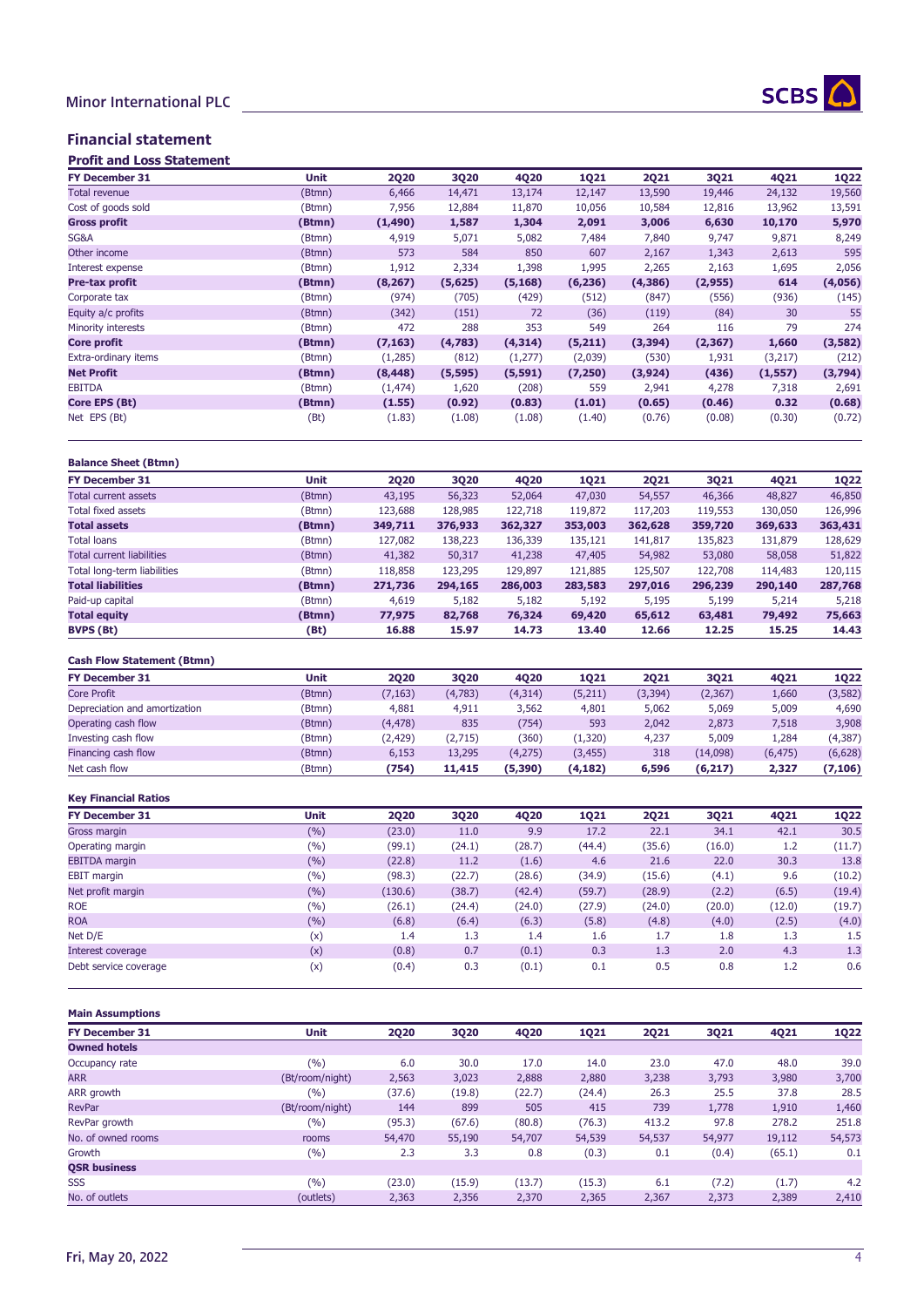## Financial statement

### Profit and Loss Statement

| FY December 31 | Unit | 2Q20 | 3Q20 | 4Q20 | 1Q21 | 2Q21 | 3Q21 | 4Q21 | 1Q22 |
|---|---|---|---|---|---|---|---|---|---|
| Total revenue | (Btmn) | 6,466 | 14,471 | 13,174 | 12,147 | 13,590 | 19,446 | 24,132 | 19,560 |
| Cost of goods sold | (Btmn) | 7,956 | 12,884 | 11,870 | 10,056 | 10,584 | 12,816 | 13,962 | 13,591 |
| **Gross profit** | **(Btmn)** | **(1,490)** | **1,587** | **1,304** | **2,091** | **3,006** | **6,630** | **10,170** | **5,970** |
| SG&A | (Btmn) | 4,919 | 5,071 | 5,082 | 7,484 | 7,840 | 9,747 | 9,871 | 8,249 |
| Other income | (Btmn) | 573 | 584 | 850 | 607 | 2,167 | 1,343 | 2,613 | 595 |
| Interest expense | (Btmn) | 1,912 | 2,334 | 1,398 | 1,995 | 2,265 | 2,163 | 1,695 | 2,056 |
| **Pre-tax profit** | **(Btmn)** | **(8,267)** | **(5,625)** | **(5,168)** | **(6,236)** | **(4,386)** | **(2,955)** | **614** | **(4,056)** |
| Corporate tax | (Btmn) | (974) | (705) | (429) | (512) | (847) | (556) | (936) | (145) |
| Equity a/c profits | (Btmn) | (342) | (151) | 72 | (36) | (119) | (84) | 30 | 55 |
| Minority interests | (Btmn) | 472 | 288 | 353 | 549 | 264 | 116 | 79 | 274 |
| **Core profit** | **(Btmn)** | **(7,163)** | **(4,783)** | **(4,314)** | **(5,211)** | **(3,394)** | **(2,367)** | **1,660** | **(3,582)** |
| Extra-ordinary items | (Btmn) | (1,285) | (812) | (1,277) | (2,039) | (530) | 1,931 | (3,217) | (212) |
| **Net Profit** | **(Btmn)** | **(8,448)** | **(5,595)** | **(5,591)** | **(7,250)** | **(3,924)** | **(436)** | **(1,557)** | **(3,794)** |
| EBITDA | (Btmn) | (1,474) | 1,620 | (208) | 559 | 2,941 | 4,278 | 7,318 | 2,691 |
| **Core EPS (Bt)** | **(Btmn)** | **(1.55)** | **(0.92)** | **(0.83)** | **(1.01)** | **(0.65)** | **(0.46)** | **0.32** | **(0.68)** |
| Net EPS (Bt) | (Bt) | (1.83) | (1.08) | (1.08) | (1.40) | (0.76) | (0.08) | (0.30) | (0.72) |

### Balance Sheet (Btmn)

| FY December 31 | Unit | 2Q20 | 3Q20 | 4Q20 | 1Q21 | 2Q21 | 3Q21 | 4Q21 | 1Q22 |
|---|---|---|---|---|---|---|---|---|---|
| Total current assets | (Btmn) | 43,195 | 56,323 | 52,064 | 47,030 | 54,557 | 46,366 | 48,827 | 46,850 |
| Total fixed assets | (Btmn) | 123,688 | 128,985 | 122,718 | 119,872 | 117,203 | 119,553 | 130,050 | 126,996 |
| **Total assets** | **(Btmn)** | **349,711** | **376,933** | **362,327** | **353,003** | **362,628** | **359,720** | **369,633** | **363,431** |
| Total loans | (Btmn) | 127,082 | 138,223 | 136,339 | 135,121 | 141,817 | 135,823 | 131,879 | 128,629 |
| Total current liabilities | (Btmn) | 41,382 | 50,317 | 41,238 | 47,405 | 54,982 | 53,080 | 58,058 | 51,822 |
| Total long-term liabilities | (Btmn) | 118,858 | 123,295 | 129,897 | 121,885 | 125,507 | 122,708 | 114,483 | 120,115 |
| **Total liabilities** | **(Btmn)** | **271,736** | **294,165** | **286,003** | **283,583** | **297,016** | **296,239** | **290,140** | **287,768** |
| Paid-up capital | (Btmn) | 4,619 | 5,182 | 5,182 | 5,192 | 5,195 | 5,199 | 5,214 | 5,218 |
| **Total equity** | **(Btmn)** | **77,975** | **82,768** | **76,324** | **69,420** | **65,612** | **63,481** | **79,492** | **75,663** |
| **BVPS (Bt)** | **(Bt)** | **16.88** | **15.97** | **14.73** | **13.40** | **12.66** | **12.25** | **15.25** | **14.43** |

### Cash Flow Statement (Btmn)

| FY December 31 | Unit | 2Q20 | 3Q20 | 4Q20 | 1Q21 | 2Q21 | 3Q21 | 4Q21 | 1Q22 |
|---|---|---|---|---|---|---|---|---|---|
| Core Profit | (Btmn) | (7,163) | (4,783) | (4,314) | (5,211) | (3,394) | (2,367) | 1,660 | (3,582) |
| Depreciation and amortization | (Btmn) | 4,881 | 4,911 | 3,562 | 4,801 | 5,062 | 5,069 | 5,009 | 4,690 |
| Operating cash flow | (Btmn) | (4,478) | 835 | (754) | 593 | 2,042 | 2,873 | 7,518 | 3,908 |
| Investing cash flow | (Btmn) | (2,429) | (2,715) | (360) | (1,320) | 4,237 | 5,009 | 1,284 | (4,387) |
| Financing cash flow | (Btmn) | 6,153 | 13,295 | (4,275) | (3,455) | 318 | (14,098) | (6,475) | (6,628) |
| Net cash flow | (Btmn) | **(754)** | **11,415** | **(5,390)** | **(4,182)** | **6,596** | **(6,217)** | **2,327** | **(7,106)** |

### Key Financial Ratios

| FY December 31 | Unit | 2Q20 | 3Q20 | 4Q20 | 1Q21 | 2Q21 | 3Q21 | 4Q21 | 1Q22 |
|---|---|---|---|---|---|---|---|---|---|
| Gross margin | (%) | (23.0) | 11.0 | 9.9 | 17.2 | 22.1 | 34.1 | 42.1 | 30.5 |
| Operating margin | (%) | (99.1) | (24.1) | (28.7) | (44.4) | (35.6) | (16.0) | 1.2 | (11.7) |
| EBITDA margin | (%) | (22.8) | 11.2 | (1.6) | 4.6 | 21.6 | 22.0 | 30.3 | 13.8 |
| EBIT margin | (%) | (98.3) | (22.7) | (28.6) | (34.9) | (15.6) | (4.1) | 9.6 | (10.2) |
| Net profit margin | (%) | (130.6) | (38.7) | (42.4) | (59.7) | (28.9) | (2.2) | (6.5) | (19.4) |
| ROE | (%) | (26.1) | (24.4) | (24.0) | (27.9) | (24.0) | (20.0) | (12.0) | (19.7) |
| ROA | (%) | (6.8) | (6.4) | (6.3) | (5.8) | (4.8) | (4.0) | (2.5) | (4.0) |
| Net D/E | (x) | 1.4 | 1.3 | 1.4 | 1.6 | 1.7 | 1.8 | 1.3 | 1.5 |
| Interest coverage | (x) | (0.8) | 0.7 | (0.1) | 0.3 | 1.3 | 2.0 | 4.3 | 1.3 |
| Debt service coverage | (x) | (0.4) | 0.3 | (0.1) | 0.1 | 0.5 | 0.8 | 1.2 | 0.6 |

### Main Assumptions

| FY December 31 | Unit | 2Q20 | 3Q20 | 4Q20 | 1Q21 | 2Q21 | 3Q21 | 4Q21 | 1Q22 |
|---|---|---|---|---|---|---|---|---|---|
| **Owned hotels** | | | | | | | | | |
| Occupancy rate | (%) | 6.0 | 30.0 | 17.0 | 14.0 | 23.0 | 47.0 | 48.0 | 39.0 |
| ARR | (Bt/room/night) | 2,563 | 3,023 | 2,888 | 2,880 | 3,238 | 3,793 | 3,980 | 3,700 |
| ARR growth | (%) | (37.6) | (19.8) | (22.7) | (24.4) | 26.3 | 25.5 | 37.8 | 28.5 |
| RevPar | (Bt/room/night) | 144 | 899 | 505 | 415 | 739 | 1,778 | 1,910 | 1,460 |
| RevPar growth | (%) | (95.3) | (67.6) | (80.8) | (76.3) | 413.2 | 97.8 | 278.2 | 251.8 |
| No. of owned rooms | rooms | 54,470 | 55,190 | 54,707 | 54,539 | 54,537 | 54,977 | 19,112 | 54,573 |
| Growth | (%) | 2.3 | 3.3 | 0.8 | (0.3) | 0.1 | (0.4) | (65.1) | 0.1 |
| **QSR business** | | | | | | | | | |
| SSS | (%) | (23.0) | (15.9) | (13.7) | (15.3) | 6.1 | (7.2) | (1.7) | 4.2 |
| No. of outlets | (outlets) | 2,363 | 2,356 | 2,370 | 2,365 | 2,367 | 2,373 | 2,389 | 2,410 |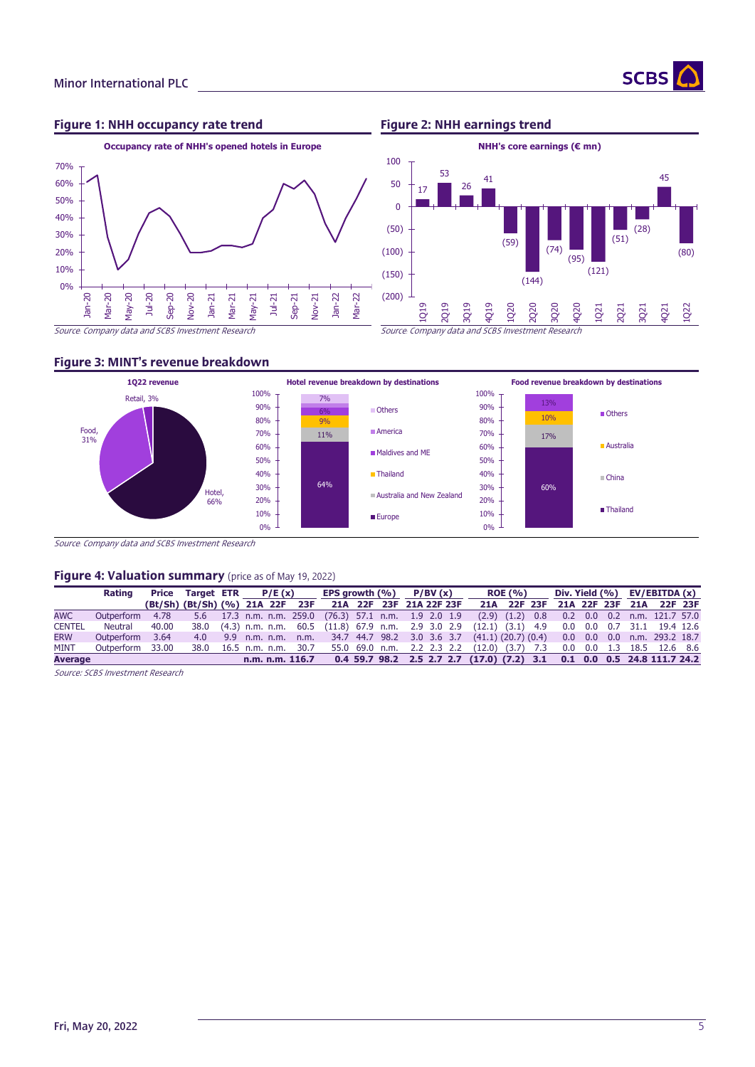## Figure 1: NHH occupancy rate trend

**Occupancy rate of NHH's opened hotels in Europe**

Source: Company data and SCBS Investment Research

## Figure 2: NHH earnings trend

**NHH's core earnings (€ mn)**

| 1Q19 | 2Q19 | 3Q19 | 4Q19 | 1Q20 | 2Q20 | 3Q20 | 4Q20 | 1Q21 | 2Q21 | 3Q21 | 4Q21 | 1Q22 |
|---|---|---|---|---|---|---|---|---|---|---|---|---|
| 17 | 53 | 26 | 41 | (59) | (144) | (74) | (95) | (121) | (51) | (28) | 45 | (80) |

Source: Company data and SCBS Investment Research

## Figure 3: MINT's revenue breakdown

**1Q22 revenue**

- Hotel, 66%
- Food, 31%
- Retail, 3%

**Hotel revenue breakdown by destinations**

- Europe: 64%
- Australia and New Zealand: 11%
- Thailand: 9%
- Maldives and ME: 6%
- America
- Others: 7%

**Food revenue breakdown by destinations**

- Thailand: 60%
- China: 17%
- Australia: 10%
- Others: 13%

Source: Company data and SCBS Investment Research

## Figure 4: Valuation summary (price as of May 19, 2022)

| | Rating | Price (Bt/Sh) | Target (Bt/Sh) | ETR (%) | P/E (x) 21A | P/E (x) 22F | P/E (x) 23F | EPS growth (%) 21A | EPS growth (%) 22F | EPS growth (%) 23F | P/BV (x) 21A | P/BV (x) 22F | P/BV (x) 23F | ROE (%) 21A | ROE (%) 22F | ROE (%) 23F | Div. Yield (%) 21A | Div. Yield (%) 22F | Div. Yield (%) 23F | EV/EBITDA (x) 21A | EV/EBITDA (x) 22F | EV/EBITDA (x) 23F |
|---|---|---|---|---|---|---|---|---|---|---|---|---|---|---|---|---|---|---|---|---|---|---|
| AWC | Outperform | 4.78 | 5.6 | 17.3 | n.m. | n.m. | 259.0 | (76.3) | 57.1 | n.m. | 1.9 | 2.0 | 1.9 | (2.9) | (1.2) | 0.8 | 0.2 | 0.0 | 0.2 | n.m. | 121.7 | 57.0 |
| CENTEL | Neutral | 40.00 | 38.0 | (4.3) | n.m. | n.m. | 60.5 | (11.8) | 67.9 | n.m. | 2.9 | 3.0 | 2.9 | (12.1) | (3.1) | 4.9 | 0.0 | 0.0 | 0.7 | 31.1 | 19.4 | 12.6 |
| ERW | Outperform | 3.64 | 4.0 | 9.9 | n.m. | n.m. | n.m. | 34.7 | 44.7 | 98.2 | 3.0 | 3.6 | 3.7 | (41.1) | (20.7) | (0.4) | 0.0 | 0.0 | 0.0 | n.m. | 293.2 | 18.7 |
| MINT | Outperform | 33.00 | 38.0 | 16.5 | n.m. | n.m. | 30.7 | 55.0 | 69.0 | n.m. | 2.2 | 2.3 | 2.2 | (12.0) | (3.7) | 7.3 | 0.0 | 0.0 | 1.3 | 18.5 | 12.6 | 8.6 |
| **Average** | | | | | **n.m.** | **n.m.** | **116.7** | **0.4** | **59.7** | **98.2** | **2.5** | **2.7** | **2.7** | **(17.0)** | **(7.2)** | **3.1** | **0.1** | **0.0** | **0.5** | **24.8** | **111.7** | **24.2** |

Source: SCBS Investment Research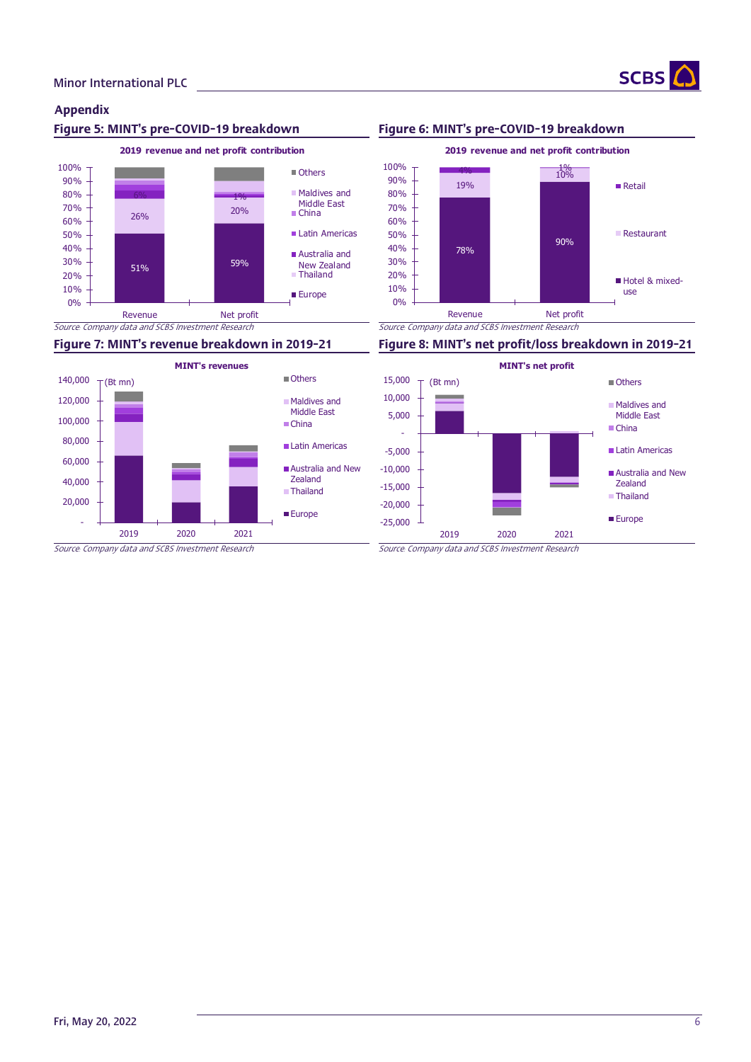## Appendix

### Figure 5: MINT's pre-COVID-19 breakdown

**2019 revenue and net profit contribution**

| | Revenue | Net profit |
|---|---|---|
| Europe | 51% | 59% |
| Thailand | 26% | 20% |
| Australia and New Zealand | 6% | 1% |

Legend: Others; Maldives and Middle East; China; Latin Americas; Australia and New Zealand; Thailand; Europe

Source: Company data and SCBS Investment Research

### Figure 6: MINT's pre-COVID-19 breakdown

**2019 revenue and net profit contribution**

| | Revenue | Net profit |
|---|---|---|
| Hotel & mixed-use | 78% | 90% |
| Restaurant | 19% | 10% |
| Retail | 4% | 1% |

Source: Company data and SCBS Investment Research

### Figure 7: MINT's revenue breakdown in 2019-21

**MINT's revenues**

(Bt mn)

Legend: Others; Maldives and Middle East; China; Latin Americas; Australia and New Zealand; Thailand; Europe

Years: 2019, 2020, 2021

Source: Company data and SCBS Investment Research

### Figure 8: MINT's net profit/loss breakdown in 2019-21

**MINT's net profit**

(Bt mn)

Legend: Others; Maldives and Middle East; China; Latin Americas; Australia and New Zealand; Thailand; Europe

Years: 2019, 2020, 2021

Source: Company data and SCBS Investment Research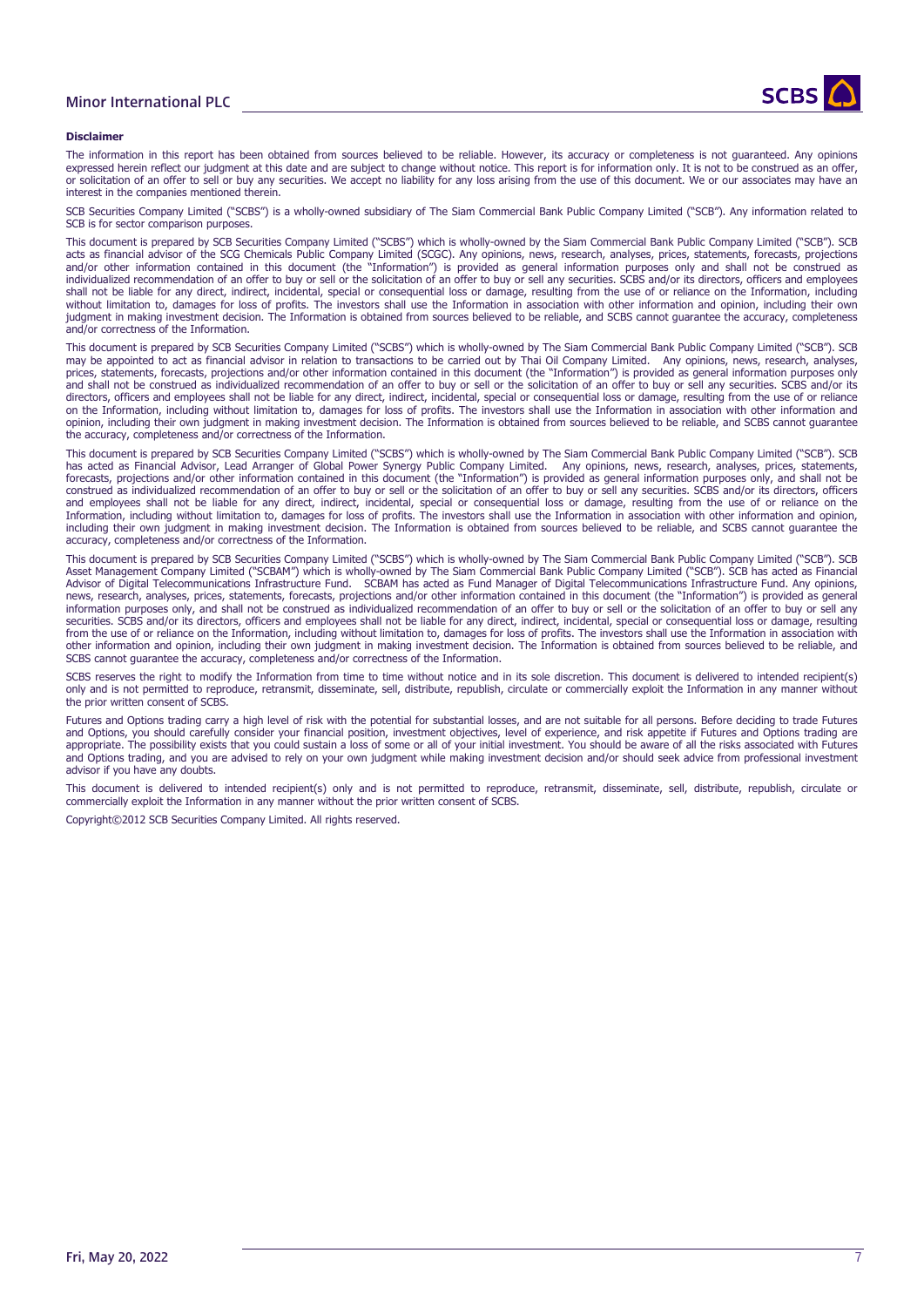**Disclaimer**

The information in this report has been obtained from sources believed to be reliable. However, its accuracy or completeness is not guaranteed. Any opinions expressed herein reflect our judgment at this date and are subject to change without notice. This report is for information only. It is not to be construed as an offer, or solicitation of an offer to sell or buy any securities. We accept no liability for any loss arising from the use of this document. We or our associates may have an interest in the companies mentioned therein.

SCB Securities Company Limited ("SCBS") is a wholly-owned subsidiary of The Siam Commercial Bank Public Company Limited ("SCB"). Any information related to SCB is for sector comparison purposes.

This document is prepared by SCB Securities Company Limited ("SCBS") which is wholly-owned by the Siam Commercial Bank Public Company Limited ("SCB"). SCB acts as financial advisor of the SCG Chemicals Public Company Limited (SCGC). Any opinions, news, research, analyses, prices, statements, forecasts, projections and/or other information contained in this document (the "Information") is provided as general information purposes only and shall not be construed as individualized recommendation of an offer to buy or sell or the solicitation of an offer to buy or sell any securities. SCBS and/or its directors, officers and employees shall not be liable for any direct, indirect, incidental, special or consequential loss or damage, resulting from the use of or reliance on the Information, including without limitation to, damages for loss of profits. The investors shall use the Information in association with other information and opinion, including their own judgment in making investment decision. The Information is obtained from sources believed to be reliable, and SCBS cannot guarantee the accuracy, completeness and/or correctness of the Information.

This document is prepared by SCB Securities Company Limited ("SCBS") which is wholly-owned by The Siam Commercial Bank Public Company Limited ("SCB"). SCB may be appointed to act as financial advisor in relation to transactions to be carried out by Thai Oil Company Limited. Any opinions, news, research, analyses, prices, statements, forecasts, projections and/or other information contained in this document (the "Information") is provided as general information purposes only and shall not be construed as individualized recommendation of an offer to buy or sell or the solicitation of an offer to buy or sell any securities. SCBS and/or its directors, officers and employees shall not be liable for any direct, indirect, incidental, special or consequential loss or damage, resulting from the use of or reliance on the Information, including without limitation to, damages for loss of profits. The investors shall use the Information in association with other information and opinion, including their own judgment in making investment decision. The Information is obtained from sources believed to be reliable, and SCBS cannot guarantee the accuracy, completeness and/or correctness of the Information.

This document is prepared by SCB Securities Company Limited ("SCBS") which is wholly-owned by The Siam Commercial Bank Public Company Limited ("SCB"). SCB has acted as Financial Advisor, Lead Arranger of Global Power Synergy Public Company Limited. Any opinions, news, research, analyses, prices, statements, forecasts, projections and/or other information contained in this document (the "Information") is provided as general information purposes only, and shall not be construed as individualized recommendation of an offer to buy or sell or the solicitation of an offer to buy or sell any securities. SCBS and/or its directors, officers and employees shall not be liable for any direct, indirect, incidental, special or consequential loss or damage, resulting from the use of or reliance on the Information, including without limitation to, damages for loss of profits. The investors shall use the Information in association with other information and opinion, including their own judgment in making investment decision. The Information is obtained from sources believed to be reliable, and SCBS cannot guarantee the accuracy, completeness and/or correctness of the Information.

This document is prepared by SCB Securities Company Limited ("SCBS") which is wholly-owned by The Siam Commercial Bank Public Company Limited ("SCB"). SCB Asset Management Company Limited ("SCBAM") which is wholly-owned by The Siam Commercial Bank Public Company Limited ("SCB"). SCB has acted as Financial Advisor of Digital Telecommunications Infrastructure Fund. SCBAM has acted as Fund Manager of Digital Telecommunications Infrastructure Fund. Any opinions, news, research, analyses, prices, statements, forecasts, projections and/or other information contained in this document (the "Information") is provided as general information purposes only, and shall not be construed as individualized recommendation of an offer to buy or sell or the solicitation of an offer to buy or sell any securities. SCBS and/or its directors, officers and employees shall not be liable for any direct, indirect, incidental, special or consequential loss or damage, resulting from the use of or reliance on the Information, including without limitation to, damages for loss of profits. The investors shall use the Information in association with other information and opinion, including their own judgment in making investment decision. The Information is obtained from sources believed to be reliable, and SCBS cannot guarantee the accuracy, completeness and/or correctness of the Information.

SCBS reserves the right to modify the Information from time to time without notice and in its sole discretion. This document is delivered to intended recipient(s) only and is not permitted to reproduce, retransmit, disseminate, sell, distribute, republish, circulate or commercially exploit the Information in any manner without the prior written consent of SCBS.

Futures and Options trading carry a high level of risk with the potential for substantial losses, and are not suitable for all persons. Before deciding to trade Futures and Options, you should carefully consider your financial position, investment objectives, level of experience, and risk appetite if Futures and Options trading are appropriate. The possibility exists that you could sustain a loss of some or all of your initial investment. You should be aware of all the risks associated with Futures and Options trading, and you are advised to rely on your own judgment while making investment decision and/or should seek advice from professional investment advisor if you have any doubts.

This document is delivered to intended recipient(s) only and is not permitted to reproduce, retransmit, disseminate, sell, distribute, republish, circulate or commercially exploit the Information in any manner without the prior written consent of SCBS.

Copyright©2012 SCB Securities Company Limited. All rights reserved.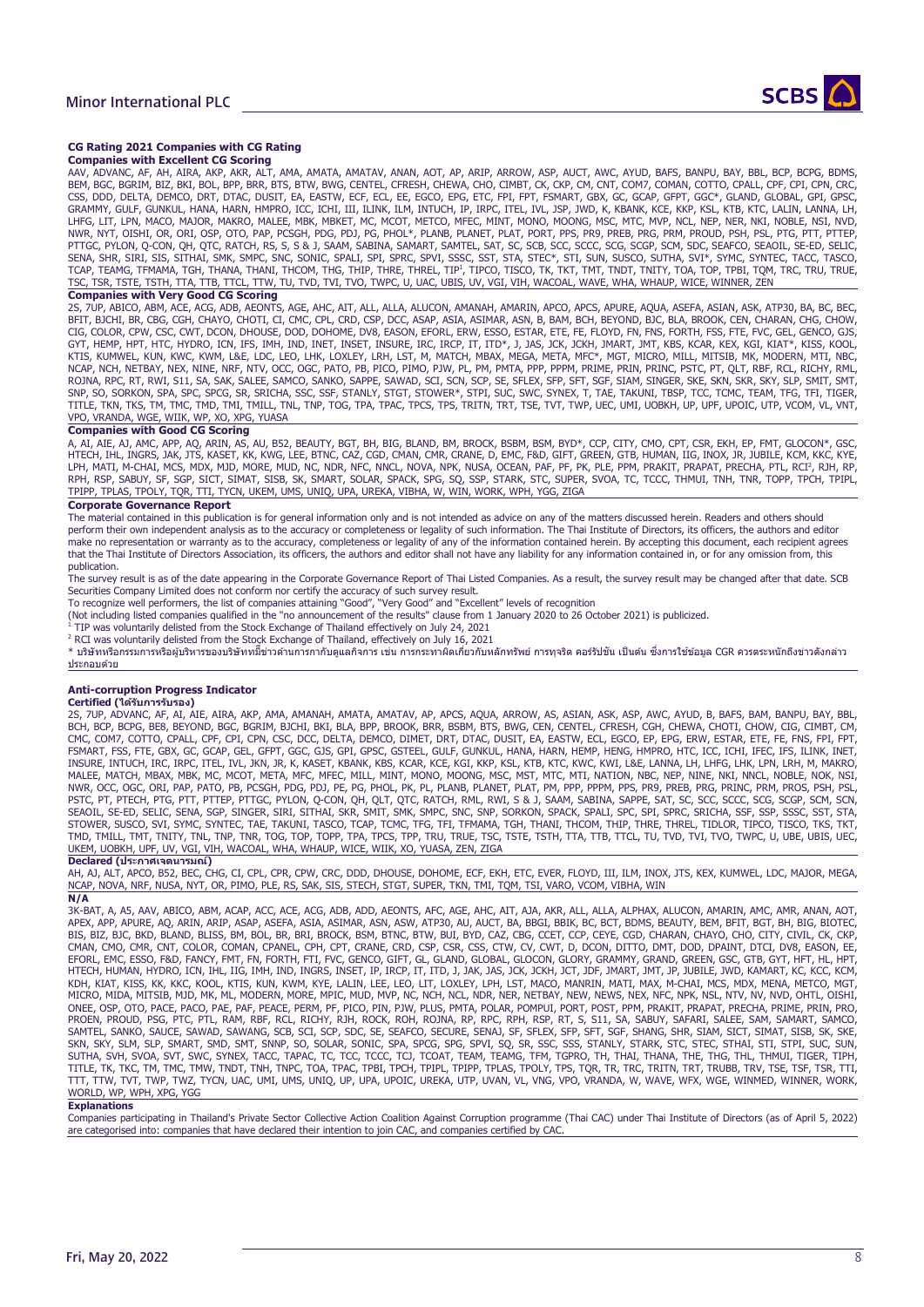### CG Rating 2021 Companies with CG Rating

#### Companies with Excellent CG Scoring

AAV, ADVANC, AF, AH, AIRA, AKP, AKR, ALT, AMA, AMATA, AMATAV, ANAN, AOT, AP, ARIP, ARROW, ASP, AUCT, AWC, AYUD, BAFS, BANPU, BAY, BBL, BCP, BCPG, BDMS, BEM, BGC, BGRIM, BIZ, BKI, BOL, BPP, BRR, BTS, BTW, BWG, CENTEL, CFRESH, CHEWA, CHO, CIMBT, CK, CKP, CM, CNT, COM7, COMAN, COTTO, CPALL, CPF, CPI, CPN, CRC, CSS, DDD, DELTA, DEMCO, DRT, DTAC, DUSIT, EA, EASTW, ECF, ECL, EE, EGCO, EPG, ETC, FPI, FPT, FSMART, GBX, GC, GCAP, GFPT, GGC*, GLAND, GLOBAL, GPI, GPSC, GRAMMY, GULF, GUNKUL, HANA, HARN, HMPRO, ICC, ICHI, III, ILINK, ILM, INTUCH, IP, IRPC, ITEL, IVL, JSP, JWD, K, KBANK, KCE, KKP, KSL, KTB, KTC, LALIN, LANNA, LH, LHFG, LIT, LPN, MACO, MAJOR, MAKRO, MALEE, MBK, MBKET, MC, MCOT, METCO, MFEC, MINT, MONO, MOONG, MSC, MTC, MVP, NCL, NEP, NER, NKI, NOBLE, NSI, NVD, NWR, NYT, OISHI, OR, ORI, OSP, OTO, PAP, PCSGH, PDG, PDJ, PG, PHOL*, PLANB, PLANET, PLAT, PORT, PPS, PR9, PREB, PRG, PRM, PROUD, PSH, PSL, PTG, PTT, PTTEP, PTTGC, PYLON, Q-CON, QH, QTC, RATCH, RS, S, S & J, SAAM, SABINA, SAMART, SAMTEL, SAT, SC, SCB, SCC, SCCC, SCG, SCGP, SCM, SDC, SEAFCO, SEAOIL, SE-ED, SELIC, SENA, SHR, SIRI, SIS, SITHAI, SMK, SMPC, SNC, SONIC, SPALI, SPI, SPRC, SPVI, SSSC, SST, STA, STEC*, STI, SUN, SUSCO, SUTHA, SVI*, SYMC, SYNTEC, TACC, TASCO, TCAP, TEAMG, TFMAMA, TGH, THANA, THANI, THCOM, THG, THIP, THRE, THREL, TIP[1], TIPCO, TISCO, TK, TKT, TMT, TNDT, TNITY, TOA, TOP, TPBI, TQM, TRC, TRU, TRUE, TSC, TSR, TSTE, TSTH, TTA, TTB, TTCL, TTW, TU, TVD, TVI, TVO, TWPC, U, UAC, UBIS, UV, VGI, VIH, WACOAL, WAVE, WHA, WHAUP, WICE, WINNER, ZEN

#### Companies with Very Good CG Scoring

2S, 7UP, ABICO, ABM, ACE, ACG, ADB, AEONTS, AGE, AHC, AIT, ALL, ALLA, ALUCON, AMANAH, AMARIN, APCO, APCS, APURE, AQUA, ASEFA, ASIAN, ASK, ATP30, BA, BC, BEC, BFIT, BJCHI, BR, CBG, CGH, CHAYO, CHOTI, CI, CMC, CPL, CRD, CSP, DCC, ASAP, ASIA, ASIMAR, ASN, B, BAM, BCH, BEYOND, BJC, BLA, BROOK, CEN, CHARAN, CHG, CHOW, CIG, COLOR, CPW, CSC, CWT, DCON, DHOUSE, DOD, DOHOME, DV8, EASON, EFORL, ERW, ESSO, ESTAR, ETE, FE, FLOYD, FN, FNS, FORTH, FSS, FTE, FVC, GEL, GENCO, GJS, GYT, HEMP, HPT, HTC, HYDRO, ICN, IFS, IMH, IND, INET, INSET, INSURE, IRC, IRCP, IT, ITD*, J, JAS, JCK, JCKH, JMART, JMT, KBS, KCAR, KEX, KGI, KIAT*, KISS, KOOL, KTIS, KUMWEL, KUN, KWC, KWM, L&E, LDC, LEO, LHK, LOXLEY, LRH, LST, M, MATCH, MBAX, MEGA, META, MFC*, MGT, MICRO, MILL, MITSIB, MK, MODERN, MTI, NBC, NCAP, NCH, NETBAY, NEX, NINE, NRF, NTV, OCC, OGC, PATO, PB, PICO, PIMO, PJW, PL, PM, PMTA, PPP, PPPM, PRIME, PRIN, PRINC, PSTC, PT, QLT, RBF, RCL, RICHY, RML, ROJNA, RPC, RT, RWI, S11, SA, SAK, SALEE, SAMCO, SANKO, SAPPE, SAWAD, SCI, SCN, SCP, SE, SFLEX, SFP, SFT, SGF, SIAM, SINGER, SKE, SKN, SKR, SKY, SLP, SMIT, SMT, SNP, SO, SORKON, SPA, SPC, SPCG, SR, SRICHA, SSC, SSF, STANLY, STGT, STOWER*, STPI, SUC, SWC, SYNEX, T, TAE, TAKUNI, TBSP, TCC, TCMC, TEAM, TFG, TFI, TIGER, TITLE, TKN, TKS, TM, TMC, TMD, TMI, TMILL, TNL, TNP, TOG, TPA, TPAC, TPCS, TPS, TRITN, TRT, TSE, TVT, TWP, UEC, UMI, UOBKH, UP, UPF, UPOIC, UTP, VCOM, VL, VNT, VPO, VRANDA, WGE, WIIK, WP, XO, XPG, YUASA

#### Companies with Good CG Scoring

A, AI, AIE, AJ, AMC, APP, AQ, ARIN, AS, AU, B52, BEAUTY, BGT, BH, BIG, BLAND, BM, BROCK, BSBM, BSM, BYD*, CCP, CITY, CMO, CPT, CSR, EKH, EP, FMT, GLOCON*, GSC, HTECH, IHL, INGRS, JAK, JTS, KASET, KK, KWG, LEE, BTNC, CAZ, CGD, CMAN, CMR, CRANE, D, EMC, F&D, GIFT, GREEN, GTB, HUMAN, IIG, INOX, JR, JUBILE, KCM, KKC, KYE, LPH, MATI, M-CHAI, MCS, MDX, MJD, MORE, MUD, NC, NDR, NFC, NNCL, NOVA, NPK, NUSA, OCEAN, PAF, PF, PK, PLE, PPM, PRAKIT, PRAPAT, PRECHA, PTL, RCI[2], RJH, RP, RPH, RSP, SABUY, SF, SGP, SICT, SIMAT, SISB, SK, SMART, SOLAR, SPACK, SPG, SQ, SSP, STARK, STC, SUPER, SVOA, TC, TCCC, THMUI, TNH, TNR, TOPP, TPCH, TPIPL, TPIPP, TPLAS, TPOLY, TQR, TTI, TYCN, UKEM, UMS, UNIQ, UPA, UREKA, VIBHA, W, WIN, WORK, WPH, YGG, ZIGA

#### Corporate Governance Report

The material contained in this publication is for general information only and is not intended as advice on any of the matters discussed herein. Readers and others should perform their own independent analysis as to the accuracy or completeness or legality of such information. The Thai Institute of Directors, its officers, the authors and editor make no representation or warranty as to the accuracy, completeness or legality of any of the information contained herein. By accepting this document, each recipient agrees that the Thai Institute of Directors Association, its officers, the authors and editor shall not have any liability for any information contained in, or for any omission from, this publication.

The survey result is as of the date appearing in the Corporate Governance Report of Thai Listed Companies. As a result, the survey result may be changed after that date. SCB Securities Company Limited does not conform nor certify the accuracy of such survey result.

To recognize well performers, the list of companies attaining "Good", "Very Good" and "Excellent" levels of recognition

(Not including listed companies qualified in the "no announcement of the results" clause from 1 January 2020 to 26 October 2021) is publicized.

[1] TIP was voluntarily delisted from the Stock Exchange of Thailand effectively on July 24, 2021

[2] RCI was voluntarily delisted from the Stock Exchange of Thailand effectively on July 16, 2021

* บริษัทหรือกรรมการหรือผู้บริหารของบริษัทที่มีข่าวด้านการกำกับดูแลกิจการ เช่น การกระทำผิดเกี่ยวกับหลักทรัพย์ การทุจริต คอร์รัปชัน เป็นต้น ซึ่งการใช้ข้อมูล CGR ควรตระหนักถึงข่าวดังกล่าวประกอบด้วย

### Anti-corruption Progress Indicator

#### Certified (ได้รับการรับรอง)

2S, 7UP, ADVANC, AF, AI, AIE, AIRA, AKP, AMA, AMANAH, AMATA, AMATAV, AP, APCS, AQUA, ARROW, AS, ASIAN, ASK, ASP, AWC, AYUD, B, BAFS, BAM, BANPU, BAY, BBL, BCH, BCP, BCPG, BE8, BEYOND, BGC, BGRIM, BJCHI, BKI, BLA, BPP, BROOK, BRR, BSBM, BTS, BWG, CEN, CENTEL, CFRESH, CGH, CHEWA, CHOTI, CHOW, CIG, CIMBT, CM, CMC, COM7, COTTO, CPALL, CPF, CPI, CPN, CSC, DCC, DELTA, DEMCO, DIMET, DRT, DTAC, DUSIT, EA, EASTW, ECL, EGCO, EP, EPG, ERW, ESTAR, ETE, FE, FNS, FPI, FPT, FSMART, FSS, FTE, GBX, GC, GCAP, GEL, GFPT, GGC, GJS, GPI, GPSC, GSTEEL, GULF, GUNKUL, HANA, HARN, HEMP, HENG, HMPRO, HTC, ICC, ICHI, IFEC, IFS, ILINK, INET, INSURE, INTUCH, IRC, IRPC, ITEL, IVL, JKN, JR, K, KASET, KBANK, KBS, KCAR, KCE, KGI, KKP, KSL, KTB, KTC, KWC, KWI, L&E, LANNA, LH, LHFG, LHK, LPN, LRH, M, MAKRO, MALEE, MATCH, MBAX, MBK, MC, MCOT, META, MFC, MFEC, MILL, MINT, MONO, MOONG, MSC, MST, MTC, MTI, NATION, NBC, NEP, NINE, NKI, NNCL, NOBLE, NOK, NSI, NWR, OCC, OGC, ORI, PAP, PATO, PB, PCSGH, PDG, PDJ, PE, PG, PHOL, PK, PL, PLANB, PLANET, PLAT, PM, PPP, PPPM, PPS, PR9, PREB, PRG, PRINC, PRM, PROS, PSH, PSL, PSTC, PT, PTECH, PTG, PTT, PTTEP, PTTGC, PYLON, Q-CON, QH, QLT, QTC, RATCH, RML, RWI, S & J, SAAM, SABINA, SAPPE, SAT, SC, SCC, SCCC, SCG, SCGP, SCM, SCN, SEAOIL, SE-ED, SELIC, SENA, SGP, SINGER, SIRI, SITHAI, SKR, SMIT, SMK, SMPC, SNC, SNP, SORKON, SPACK, SPALI, SPC, SPI, SPRC, SRICHA, SSF, SSP, SSSC, SST, STA, STOWER, SUSCO, SVI, SYMC, SYNTEC, TAE, TAKUNI, TASCO, TCAP, TCMC, TFG, TFI, TFMAMA, TGH, THANI, THCOM, THIP, THRE, THREL, TIDLOR, TIPCO, TISCO, TKS, TKT, TMD, TMILL, TMT, TNITY, TNL, TNP, TNR, TOG, TOP, TOPP, TPA, TPCS, TPP, TRU, TRUE, TSC, TSTE, TSTH, TTA, TTB, TTCL, TU, TVD, TVI, TVO, TWPC, U, UBE, UBIS, UEC, UKEM, UOBKH, UPF, UV, VGI, VIH, WACOAL, WHA, WHAUP, WICE, WIIK, XO, YUASA, ZEN, ZIGA

#### Declared (ประกาศเจตนารมณ์)

AH, AJ, ALT, APCO, B52, BEC, CHG, CI, CPL, CPR, CPW, CRC, DDD, DHOUSE, DOHOME, ECF, EKH, ETC, EVER, FLOYD, III, ILM, INOX, JTS, KEX, KUMWEL, LDC, MAJOR, MEGA, NCAP, NOVA, NRF, NUSA, NYT, OR, PIMO, PLE, RS, SAK, SIS, STECH, STGT, SUPER, TKN, TMI, TQM, TSI, VARO, VCOM, VIBHA, WIN

#### N/A

3K-BAT, A, A5, AAV, ABICO, ABM, ACAP, ACC, ACE, ACG, ADB, ADD, AEONTS, AFC, AGE, AHC, AIT, AJA, AKR, ALL, ALLA, ALPHAX, ALUCON, AMARIN, AMC, AMR, ANAN, AOT, APEX, APP, APURE, AQ, ARIN, ARIP, ASAP, ASEFA, ASIA, ASIMAR, ASN, ASW, ATP30, AU, AUCT, BA, BBGI, BBIK, BC, BCT, BDMS, BEAUTY, BEM, BFIT, BGT, BH, BIG, BIOTEC, BIS, BIZ, BKD, BLAND, BLISS, BM, BOL, BR, BRI, BROCK, BSM, BTNC, BTW, BUI, BYD, CAZ, CBG, CCET, CCP, CEYE, CGD, CHARAN, CHAYO, CHO, CITY, CIVIL, CK, CKP, CMAN, CMO, CMR, CNT, COLOR, COMAN, CPANEL, CPH, CPT, CRANE, CRD, CSP, CSR, CSS, CTW, CV, CWT, D, DCON, DITTO, DMT, DOD, DPAINT, DTCI, DV8, EASON, EE, EFORL, EMC, ESSO, F&D, FANCY, FMT, FN, FORTH, FTI, FVC, GENCO, GIFT, GL, GLAND, GLOBAL, GLOCON, GLORY, GRAMMY, GRAND, GREEN, GSC, GTB, GYT, HFT, HL, HPT, HTECH, HUMAN, HYDRO, ICN, IHL, IIG, IMH, IND, INGRS, INSET, IP, IRCP, IT, ITD, J, JAK, JAS, JCK, JCKH, JCT, JDF, JMART, JMT, JP, JUBILE, JWD, KAMART, KC, KCC, KCM, KDH, KIAT, KISS, KK, KKC, KOOL, KTIS, KUN, KWM, KYE, LALIN, LEE, LEO, LIT, LOXLEY, LPH, LST, MACO, MANRIN, MATI, MAX, M-CHAI, MCS, MDX, MENA, METCO, MGT, MICRO, MIDA, MITSIB, MJD, MK, ML, MODERN, MORE, MPIC, MUD, MVP, NC, NCH, NCL, NDR, NER, NETBAY, NEW, NEWS, NEX, NFC, NPK, NSL, NTV, NV, NVD, OHTL, OISHI, ONEE, OSP, OTO, PACE, PACO, PAE, PAF, PEACE, PERM, PF, PICO, PIN, PJW, PLUS, PMTA, POLAR, POMPUI, PORT, POST, PPM, PRAKIT, PRAPAT, PRECHA, PRIME, PRIN, PRO, PROEN, PROUD, PSG, PTC, PTL, RAM, RBF, RCL, RICHY, RJH, ROCK, ROH, ROJNA, RP, RPC, RPH, RSP, RT, S, S11, SA, SABUY, SAFARI, SALEE, SAM, SAMART, SAMCO, SAMTEL, SANKO, SAUCE, SAWAD, SAWANG, SCB, SCI, SCP, SDC, SE, SEAFCO, SECURE, SENAJ, SF, SFLEX, SFP, SFT, SGF, SHANG, SHR, SIAM, SICT, SIMAT, SISB, SK, SKE, SKN, SKY, SLM, SLP, SMART, SMD, SMT, SNNP, SO, SOLAR, SONIC, SPA, SPCG, SPG, SPVI, SQ, SR, SSC, SSS, STANLY, STARK, STC, STEC, STHAI, STI, STPI, SUC, SUN, SUTHA, SVH, SVOA, SVT, SWC, SYNEX, TACC, TAPAC, TC, TCC, TCCC, TCJ, TCOAT, TEAM, TEAMG, TFM, TGPRO, TH, THAI, THANA, THE, THG, THL, THMUI, TIGER, TIPH, TITLE, TK, TKC, TM, TMC, TMW, TNDT, TNH, TNPC, TOA, TPAC, TPBI, TPCH, TPIPL, TPIPP, TPLAS, TPOLY, TPS, TQR, TR, TRC, TRITN, TRT, TRUBB, TRV, TSE, TSF, TSR, TTI, TTT, TTW, TVT, TWP, TWZ, TYCN, UAC, UMI, UMS, UNIQ, UP, UPA, UPOIC, UREKA, UTP, UVAN, VL, VNG, VPO, VRANDA, W, WAVE, WFX, WGE, WINMED, WINNER, WORK, WORLD, WP, WPH, XPG, YGG

#### Explanations

Companies participating in Thailand's Private Sector Collective Action Coalition Against Corruption programme (Thai CAC) under Thai Institute of Directors (as of April 5, 2022) are categorised into: companies that have declared their intention to join CAC, and companies certified by CAC.